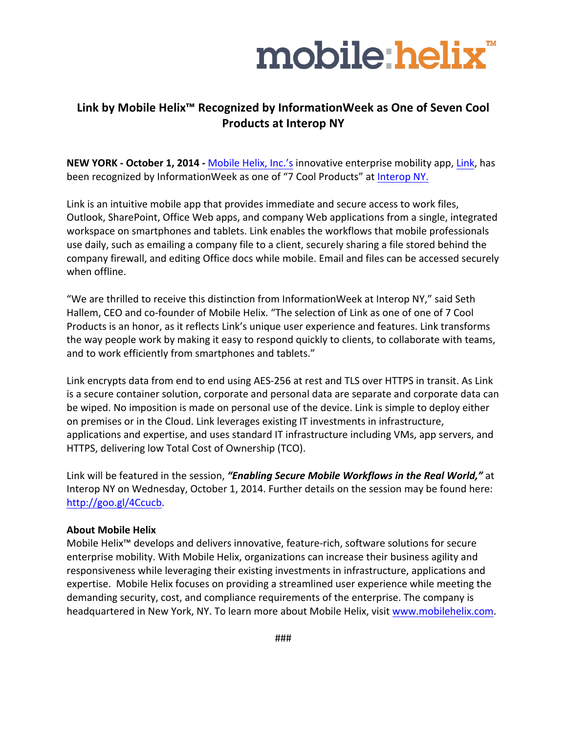mobile:helix™

# Link by Mobile Helix™ Recognized by InformationWeek as One of Seven Cool Products at Interop NY

**NEW YORK - October 1, 2014 -** Mobile Helix, Inc.'s innovative enterprise mobility app, Link, has been recognized by InformationWeek as one of "7 Cool Products" at Interop NY.

Link is an intuitive mobile app that provides immediate and secure access to work files, Outlook, SharePoint, Office Web apps, and company Web applications from a single, integrated workspace on smartphones and tablets. Link enables the workflows that mobile professionals use daily, such as emailing a company file to a client, securely sharing a file stored behind the company firewall, and editing Office docs while mobile. Email and files can be accessed securely when offline.

"We are thrilled to receive this distinction from InformationWeek at Interop NY," said Seth Hallem, CEO and co-founder of Mobile Helix. "The selection of Link as one of one of 7 Cool Products is an honor, as it reflects Link's unique user experience and features. Link transforms the way people work by making it easy to respond quickly to clients, to collaborate with teams, and to work efficiently from smartphones and tablets."

Link encrypts data from end to end using AES-256 at rest and TLS over HTTPS in transit. As Link is a secure container solution, corporate and personal data are separate and corporate data can be wiped. No imposition is made on personal use of the device. Link is simple to deploy either on premises or in the Cloud. Link leverages existing IT investments in infrastructure, applications and expertise, and uses standard IT infrastructure including VMs, app servers, and HTTPS, delivering low Total Cost of Ownership (TCO).

Link will be featured in the session, ***"Enabling Secure Mobile Workflows in the Real World,"*** at Interop NY on Wednesday, October 1, 2014. Further details on the session may be found here: http://goo.gl/4Ccucb.

**About Mobile Helix**

Mobile Helix™ develops and delivers innovative, feature-rich, software solutions for secure enterprise mobility. With Mobile Helix, organizations can increase their business agility and responsiveness while leveraging their existing investments in infrastructure, applications and expertise. Mobile Helix focuses on providing a streamlined user experience while meeting the demanding security, cost, and compliance requirements of the enterprise. The company is headquartered in New York, NY. To learn more about Mobile Helix, visit www.mobilehelix.com.

###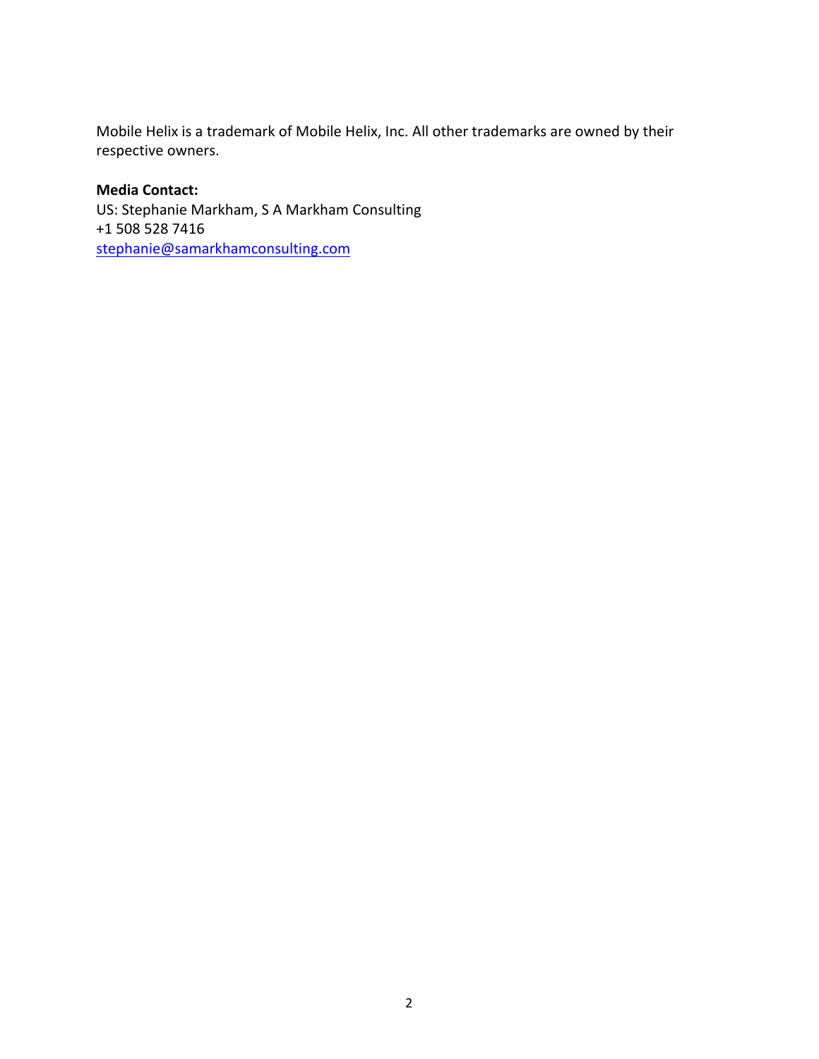Mobile Helix is a trademark of Mobile Helix, Inc. All other trademarks are owned by their respective owners.

**Media Contact:**
US: Stephanie Markham, S A Markham Consulting
+1 508 528 7416
stephanie@samarkhamconsulting.com